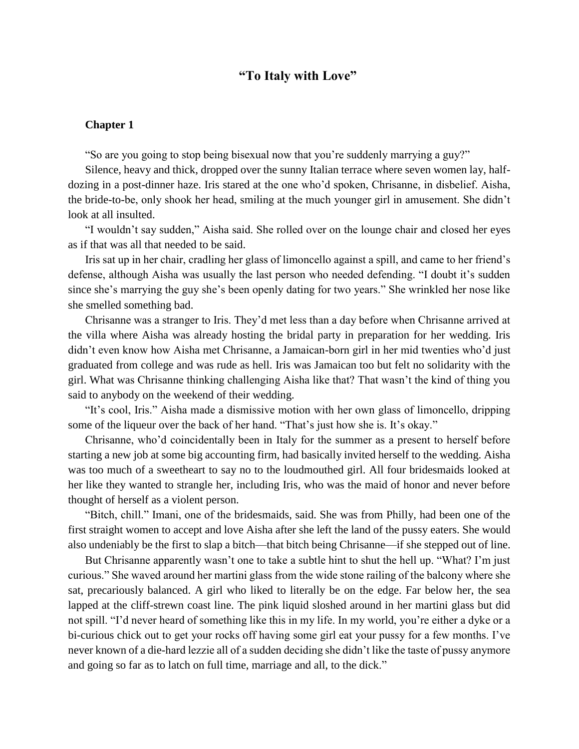# "To Italy with Love"

## Chapter 1

"So are you going to stop being bisexual now that you're suddenly marrying a guy?"

Silence, heavy and thick, dropped over the sunny Italian terrace where seven women lay, half-dozing in a post-dinner haze. Iris stared at the one who'd spoken, Chrisanne, in disbelief. Aisha, the bride-to-be, only shook her head, smiling at the much younger girl in amusement. She didn't look at all insulted.

"I wouldn't say sudden," Aisha said. She rolled over on the lounge chair and closed her eyes as if that was all that needed to be said.

Iris sat up in her chair, cradling her glass of limoncello against a spill, and came to her friend's defense, although Aisha was usually the last person who needed defending. "I doubt it's sudden since she's marrying the guy she's been openly dating for two years." She wrinkled her nose like she smelled something bad.

Chrisanne was a stranger to Iris. They'd met less than a day before when Chrisanne arrived at the villa where Aisha was already hosting the bridal party in preparation for her wedding. Iris didn't even know how Aisha met Chrisanne, a Jamaican-born girl in her mid twenties who'd just graduated from college and was rude as hell. Iris was Jamaican too but felt no solidarity with the girl. What was Chrisanne thinking challenging Aisha like that? That wasn't the kind of thing you said to anybody on the weekend of their wedding.

"It's cool, Iris." Aisha made a dismissive motion with her own glass of limoncello, dripping some of the liqueur over the back of her hand. "That's just how she is. It's okay."

Chrisanne, who'd coincidentally been in Italy for the summer as a present to herself before starting a new job at some big accounting firm, had basically invited herself to the wedding. Aisha was too much of a sweetheart to say no to the loudmouthed girl. All four bridesmaids looked at her like they wanted to strangle her, including Iris, who was the maid of honor and never before thought of herself as a violent person.

"Bitch, chill." Imani, one of the bridesmaids, said. She was from Philly, had been one of the first straight women to accept and love Aisha after she left the land of the pussy eaters. She would also undeniably be the first to slap a bitch—that bitch being Chrisanne—if she stepped out of line.

But Chrisanne apparently wasn't one to take a subtle hint to shut the hell up. "What? I'm just curious." She waved around her martini glass from the wide stone railing of the balcony where she sat, precariously balanced. A girl who liked to literally be on the edge. Far below her, the sea lapped at the cliff-strewn coast line. The pink liquid sloshed around in her martini glass but did not spill. "I'd never heard of something like this in my life. In my world, you're either a dyke or a bi-curious chick out to get your rocks off having some girl eat your pussy for a few months. I've never known of a die-hard lezzie all of a sudden deciding she didn't like the taste of pussy anymore and going so far as to latch on full time, marriage and all, to the dick."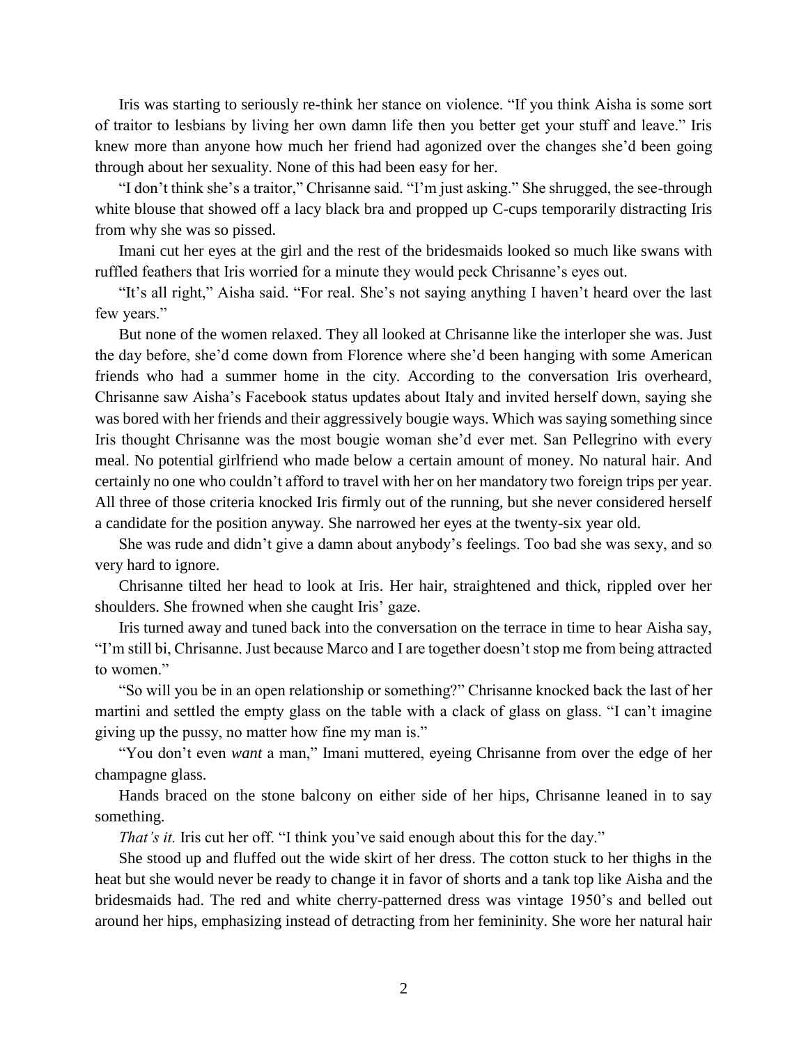Iris was starting to seriously re-think her stance on violence. "If you think Aisha is some sort of traitor to lesbians by living her own damn life then you better get your stuff and leave." Iris knew more than anyone how much her friend had agonized over the changes she'd been going through about her sexuality. None of this had been easy for her.

"I don't think she's a traitor," Chrisanne said. "I'm just asking." She shrugged, the see-through white blouse that showed off a lacy black bra and propped up C-cups temporarily distracting Iris from why she was so pissed.

Imani cut her eyes at the girl and the rest of the bridesmaids looked so much like swans with ruffled feathers that Iris worried for a minute they would peck Chrisanne's eyes out.

"It's all right," Aisha said. "For real. She's not saying anything I haven't heard over the last few years."

But none of the women relaxed. They all looked at Chrisanne like the interloper she was. Just the day before, she'd come down from Florence where she'd been hanging with some American friends who had a summer home in the city. According to the conversation Iris overheard, Chrisanne saw Aisha's Facebook status updates about Italy and invited herself down, saying she was bored with her friends and their aggressively bougie ways. Which was saying something since Iris thought Chrisanne was the most bougie woman she'd ever met. San Pellegrino with every meal. No potential girlfriend who made below a certain amount of money. No natural hair. And certainly no one who couldn't afford to travel with her on her mandatory two foreign trips per year. All three of those criteria knocked Iris firmly out of the running, but she never considered herself a candidate for the position anyway. She narrowed her eyes at the twenty-six year old.

She was rude and didn't give a damn about anybody's feelings. Too bad she was sexy, and so very hard to ignore.

Chrisanne tilted her head to look at Iris. Her hair, straightened and thick, rippled over her shoulders. She frowned when she caught Iris' gaze.

Iris turned away and tuned back into the conversation on the terrace in time to hear Aisha say, "I'm still bi, Chrisanne. Just because Marco and I are together doesn't stop me from being attracted to women."

"So will you be in an open relationship or something?" Chrisanne knocked back the last of her martini and settled the empty glass on the table with a clack of glass on glass. "I can't imagine giving up the pussy, no matter how fine my man is."

"You don't even *want* a man," Imani muttered, eyeing Chrisanne from over the edge of her champagne glass.

Hands braced on the stone balcony on either side of her hips, Chrisanne leaned in to say something.

*That's it.* Iris cut her off. "I think you've said enough about this for the day."

She stood up and fluffed out the wide skirt of her dress. The cotton stuck to her thighs in the heat but she would never be ready to change it in favor of shorts and a tank top like Aisha and the bridesmaids had. The red and white cherry-patterned dress was vintage 1950's and belled out around her hips, emphasizing instead of detracting from her femininity. She wore her natural hair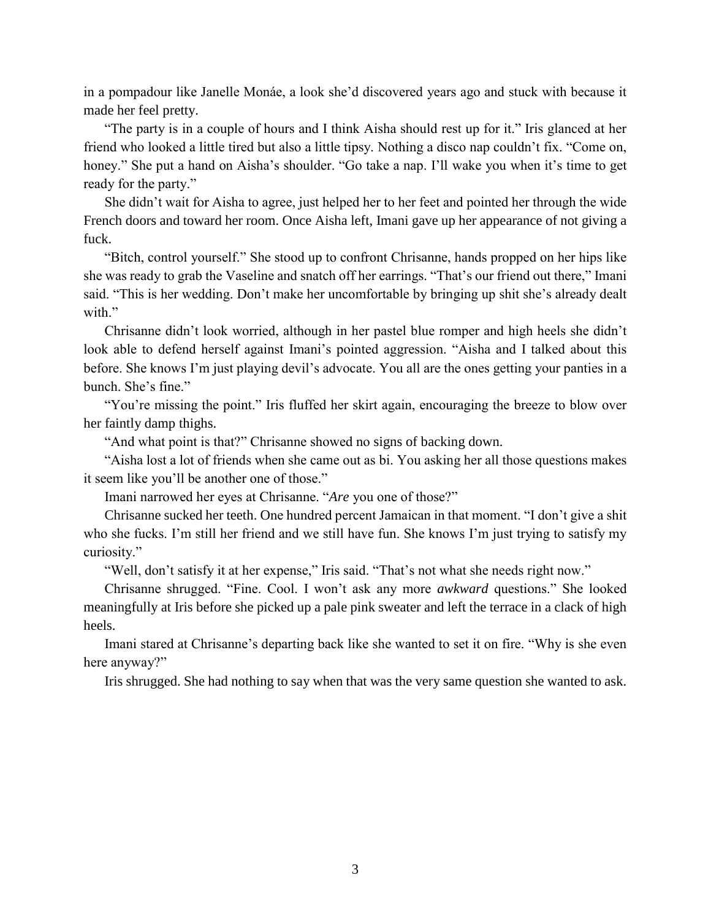in a pompadour like Janelle Monáe, a look she'd discovered years ago and stuck with because it made her feel pretty.

"The party is in a couple of hours and I think Aisha should rest up for it." Iris glanced at her friend who looked a little tired but also a little tipsy. Nothing a disco nap couldn't fix. "Come on, honey." She put a hand on Aisha's shoulder. "Go take a nap. I'll wake you when it's time to get ready for the party."

She didn't wait for Aisha to agree, just helped her to her feet and pointed her through the wide French doors and toward her room. Once Aisha left, Imani gave up her appearance of not giving a fuck.

"Bitch, control yourself." She stood up to confront Chrisanne, hands propped on her hips like she was ready to grab the Vaseline and snatch off her earrings. "That's our friend out there," Imani said. "This is her wedding. Don't make her uncomfortable by bringing up shit she's already dealt with."

Chrisanne didn't look worried, although in her pastel blue romper and high heels she didn't look able to defend herself against Imani's pointed aggression. "Aisha and I talked about this before. She knows I'm just playing devil's advocate. You all are the ones getting your panties in a bunch. She's fine."

"You're missing the point." Iris fluffed her skirt again, encouraging the breeze to blow over her faintly damp thighs.

"And what point is that?" Chrisanne showed no signs of backing down.

"Aisha lost a lot of friends when she came out as bi. You asking her all those questions makes it seem like you'll be another one of those."

Imani narrowed her eyes at Chrisanne. "*Are* you one of those?"

Chrisanne sucked her teeth. One hundred percent Jamaican in that moment. "I don't give a shit who she fucks. I'm still her friend and we still have fun. She knows I'm just trying to satisfy my curiosity."

"Well, don't satisfy it at her expense," Iris said. "That's not what she needs right now."

Chrisanne shrugged. "Fine. Cool. I won't ask any more *awkward* questions." She looked meaningfully at Iris before she picked up a pale pink sweater and left the terrace in a clack of high heels.

Imani stared at Chrisanne's departing back like she wanted to set it on fire. "Why is she even here anyway?"

Iris shrugged. She had nothing to say when that was the very same question she wanted to ask.